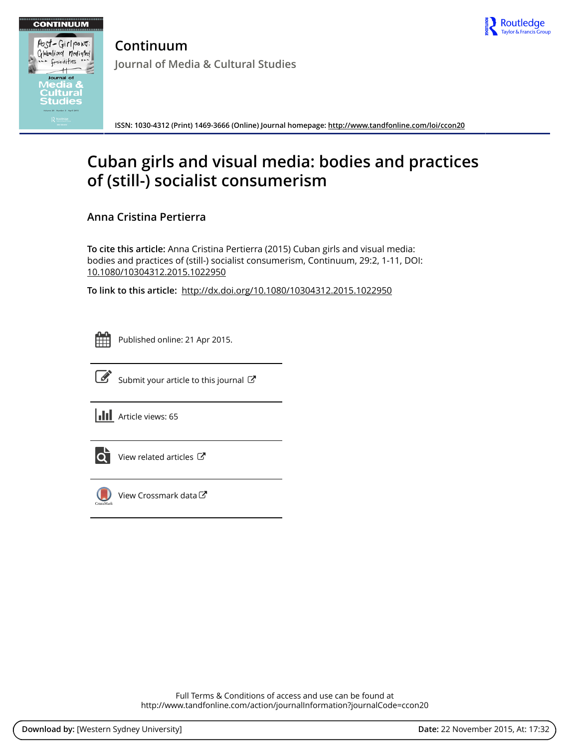# Continuum

## Journal of Media & Cultural Studies

ISSN: 1030-4312 (Print) 1469-3666 (Online) Journal homepage: http://www.tandfonline.com/loi/ccon20

# Cuban girls and visual media: bodies and practices of (still-) socialist consumerism

**Anna Cristina Pertierra**

**To cite this article:** Anna Cristina Pertierra (2015) Cuban girls and visual media: bodies and practices of (still-) socialist consumerism, Continuum, 29:2, 1-11, DOI: 10.1080/10304312.2015.1022950

**To link to this article:** http://dx.doi.org/10.1080/10304312.2015.1022950

Published online: 21 Apr 2015.

Submit your article to this journal

Article views: 65

View related articles

View Crossmark data

Full Terms & Conditions of access and use can be found at
http://www.tandfonline.com/action/journalInformation?journalCode=ccon20

**Download by:** [Western Sydney University] **Date:** 22 November 2015, At: 17:32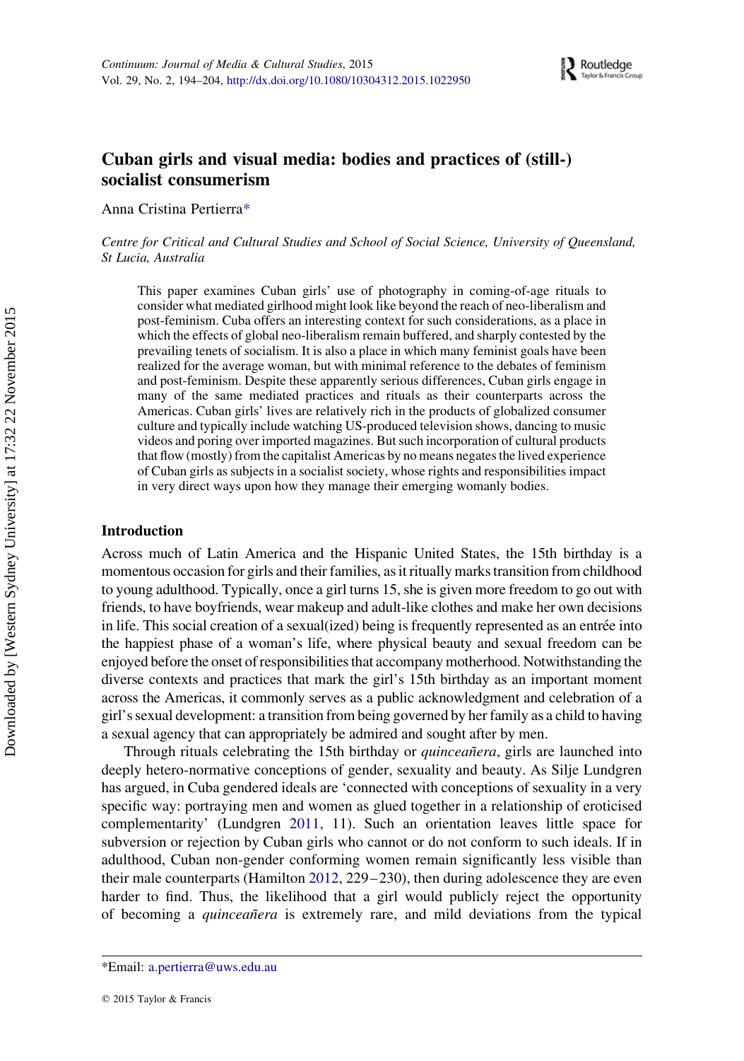# Cuban girls and visual media: bodies and practices of (still-) socialist consumerism

Anna Cristina Pertierra*

*Centre for Critical and Cultural Studies and School of Social Science, University of Queensland, St Lucia, Australia*

This paper examines Cuban girls' use of photography in coming-of-age rituals to consider what mediated girlhood might look like beyond the reach of neo-liberalism and post-feminism. Cuba offers an interesting context for such considerations, as a place in which the effects of global neo-liberalism remain buffered, and sharply contested by the prevailing tenets of socialism. It is also a place in which many feminist goals have been realized for the average woman, but with minimal reference to the debates of feminism and post-feminism. Despite these apparently serious differences, Cuban girls engage in many of the same mediated practices and rituals as their counterparts across the Americas. Cuban girls' lives are relatively rich in the products of globalized consumer culture and typically include watching US-produced television shows, dancing to music videos and poring over imported magazines. But such incorporation of cultural products that flow (mostly) from the capitalist Americas by no means negates the lived experience of Cuban girls as subjects in a socialist society, whose rights and responsibilities impact in very direct ways upon how they manage their emerging womanly bodies.

## Introduction

Across much of Latin America and the Hispanic United States, the 15th birthday is a momentous occasion for girls and their families, as it ritually marks transition from childhood to young adulthood. Typically, once a girl turns 15, she is given more freedom to go out with friends, to have boyfriends, wear makeup and adult-like clothes and make her own decisions in life. This social creation of a sexual(ized) being is frequently represented as an entrée into the happiest phase of a woman's life, where physical beauty and sexual freedom can be enjoyed before the onset of responsibilities that accompany motherhood. Notwithstanding the diverse contexts and practices that mark the girl's 15th birthday as an important moment across the Americas, it commonly serves as a public acknowledgment and celebration of a girl's sexual development: a transition from being governed by her family as a child to having a sexual agency that can appropriately be admired and sought after by men.

Through rituals celebrating the 15th birthday or *quinceañera*, girls are launched into deeply hetero-normative conceptions of gender, sexuality and beauty. As Silje Lundgren has argued, in Cuba gendered ideals are 'connected with conceptions of sexuality in a very specific way: portraying men and women as glued together in a relationship of eroticised complementarity' (Lundgren 2011, 11). Such an orientation leaves little space for subversion or rejection by Cuban girls who cannot or do not conform to such ideals. If in adulthood, Cuban non-gender conforming women remain significantly less visible than their male counterparts (Hamilton 2012, 229–230), then during adolescence they are even harder to find. Thus, the likelihood that a girl would publicly reject the opportunity of becoming a *quinceañera* is extremely rare, and mild deviations from the typical

*Email: a.pertierra@uws.edu.au

© 2015 Taylor & Francis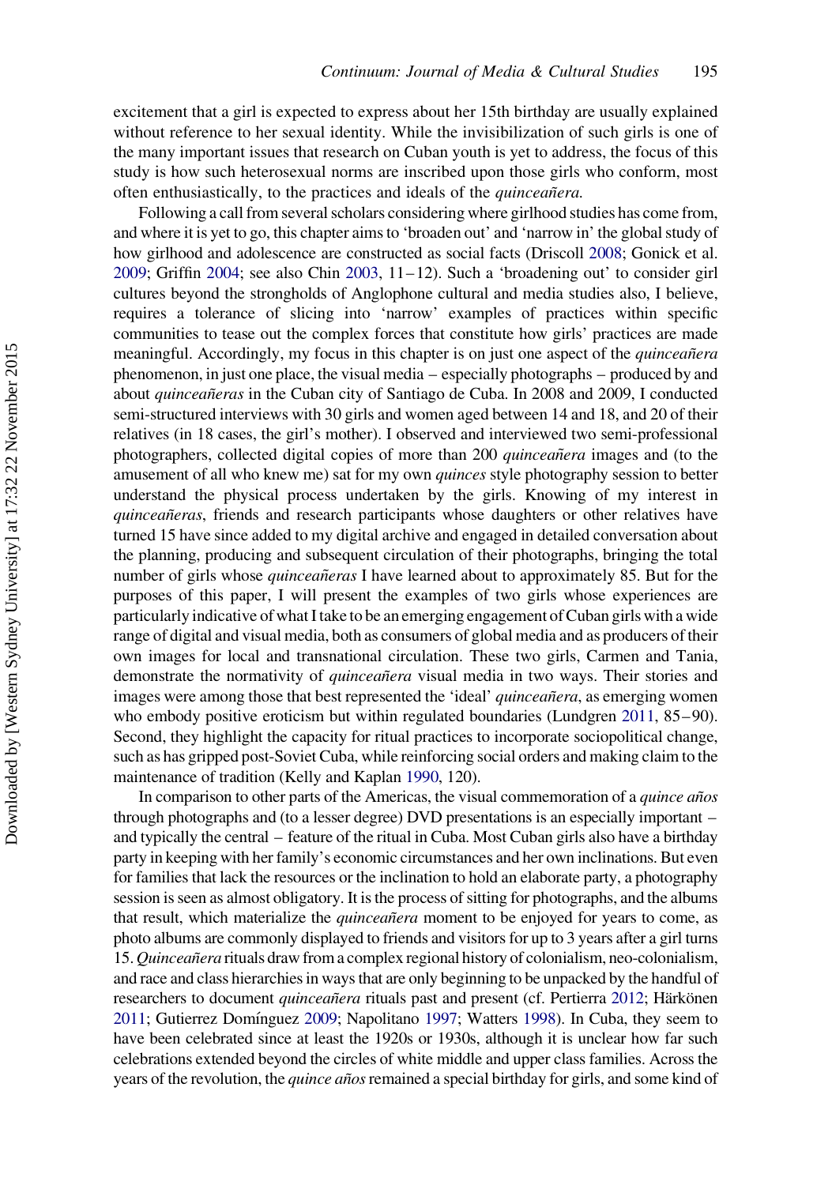excitement that a girl is expected to express about her 15th birthday are usually explained without reference to her sexual identity. While the invisibilization of such girls is one of the many important issues that research on Cuban youth is yet to address, the focus of this study is how such heterosexual norms are inscribed upon those girls who conform, most often enthusiastically, to the practices and ideals of the *quinceañera.*

Following a call from several scholars considering where girlhood studies has come from, and where it is yet to go, this chapter aims to 'broaden out' and 'narrow in' the global study of how girlhood and adolescence are constructed as social facts (Driscoll 2008; Gonick et al. 2009; Griffin 2004; see also Chin 2003, 11–12). Such a 'broadening out' to consider girl cultures beyond the strongholds of Anglophone cultural and media studies also, I believe, requires a tolerance of slicing into 'narrow' examples of practices within specific communities to tease out the complex forces that constitute how girls' practices are made meaningful. Accordingly, my focus in this chapter is on just one aspect of the *quinceañera* phenomenon, in just one place, the visual media – especially photographs – produced by and about *quinceañeras* in the Cuban city of Santiago de Cuba. In 2008 and 2009, I conducted semi-structured interviews with 30 girls and women aged between 14 and 18, and 20 of their relatives (in 18 cases, the girl's mother). I observed and interviewed two semi-professional photographers, collected digital copies of more than 200 *quinceañera* images and (to the amusement of all who knew me) sat for my own *quinces* style photography session to better understand the physical process undertaken by the girls. Knowing of my interest in *quinceañeras*, friends and research participants whose daughters or other relatives have turned 15 have since added to my digital archive and engaged in detailed conversation about the planning, producing and subsequent circulation of their photographs, bringing the total number of girls whose *quinceañeras* I have learned about to approximately 85. But for the purposes of this paper, I will present the examples of two girls whose experiences are particularly indicative of what I take to be an emerging engagement of Cuban girls with a wide range of digital and visual media, both as consumers of global media and as producers of their own images for local and transnational circulation. These two girls, Carmen and Tania, demonstrate the normativity of *quinceañera* visual media in two ways. Their stories and images were among those that best represented the 'ideal' *quinceañera*, as emerging women who embody positive eroticism but within regulated boundaries (Lundgren 2011, 85–90). Second, they highlight the capacity for ritual practices to incorporate sociopolitical change, such as has gripped post-Soviet Cuba, while reinforcing social orders and making claim to the maintenance of tradition (Kelly and Kaplan 1990, 120).

In comparison to other parts of the Americas, the visual commemoration of a *quince años* through photographs and (to a lesser degree) DVD presentations is an especially important – and typically the central – feature of the ritual in Cuba. Most Cuban girls also have a birthday party in keeping with her family's economic circumstances and her own inclinations. But even for families that lack the resources or the inclination to hold an elaborate party, a photography session is seen as almost obligatory. It is the process of sitting for photographs, and the albums that result, which materialize the *quinceañera* moment to be enjoyed for years to come, as photo albums are commonly displayed to friends and visitors for up to 3 years after a girl turns 15. *Quinceañera* rituals draw from a complex regional history of colonialism, neo-colonialism, and race and class hierarchies in ways that are only beginning to be unpacked by the handful of researchers to document *quinceañera* rituals past and present (cf. Pertierra 2012; Härkönen 2011; Gutierrez Domínguez 2009; Napolitano 1997; Watters 1998). In Cuba, they seem to have been celebrated since at least the 1920s or 1930s, although it is unclear how far such celebrations extended beyond the circles of white middle and upper class families. Across the years of the revolution, the *quince años* remained a special birthday for girls, and some kind of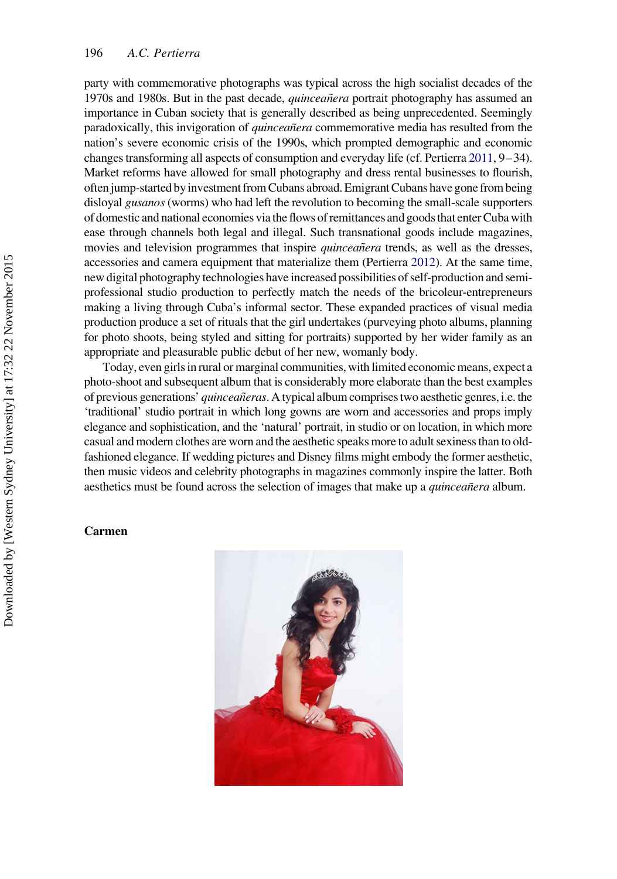party with commemorative photographs was typical across the high socialist decades of the 1970s and 1980s. But in the past decade, *quinceañera* portrait photography has assumed an importance in Cuban society that is generally described as being unprecedented. Seemingly paradoxically, this invigoration of *quinceañera* commemorative media has resulted from the nation's severe economic crisis of the 1990s, which prompted demographic and economic changes transforming all aspects of consumption and everyday life (cf. Pertierra 2011, 9–34). Market reforms have allowed for small photography and dress rental businesses to flourish, often jump-started by investment from Cubans abroad. Emigrant Cubans have gone from being disloyal *gusanos* (worms) who had left the revolution to becoming the small-scale supporters of domestic and national economies via the flows of remittances and goods that enter Cuba with ease through channels both legal and illegal. Such transnational goods include magazines, movies and television programmes that inspire *quinceañera* trends, as well as the dresses, accessories and camera equipment that materialize them (Pertierra 2012). At the same time, new digital photography technologies have increased possibilities of self-production and semi-professional studio production to perfectly match the needs of the bricoleur-entrepreneurs making a living through Cuba's informal sector. These expanded practices of visual media production produce a set of rituals that the girl undertakes (purveying photo albums, planning for photo shoots, being styled and sitting for portraits) supported by her wider family as an appropriate and pleasurable public debut of her new, womanly body.

Today, even girls in rural or marginal communities, with limited economic means, expect a photo-shoot and subsequent album that is considerably more elaborate than the best examples of previous generations' *quinceañeras*. A typical album comprises two aesthetic genres, i.e. the 'traditional' studio portrait in which long gowns are worn and accessories and props imply elegance and sophistication, and the 'natural' portrait, in studio or on location, in which more casual and modern clothes are worn and the aesthetic speaks more to adult sexiness than to old-fashioned elegance. If wedding pictures and Disney films might embody the former aesthetic, then music videos and celebrity photographs in magazines commonly inspire the latter. Both aesthetics must be found across the selection of images that make up a *quinceañera* album.

**Carmen**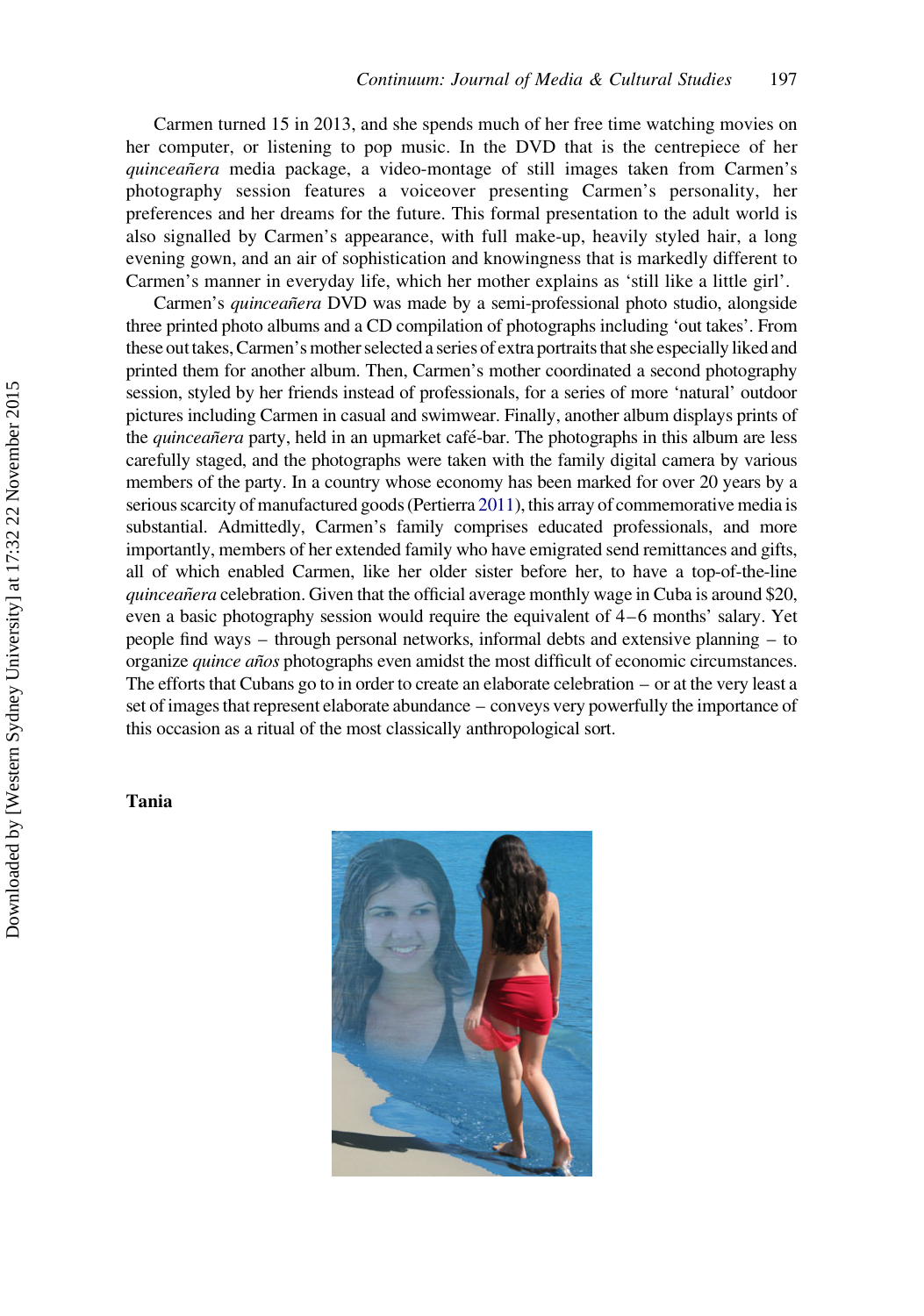Carmen turned 15 in 2013, and she spends much of her free time watching movies on her computer, or listening to pop music. In the DVD that is the centrepiece of her *quinceañera* media package, a video-montage of still images taken from Carmen's photography session features a voiceover presenting Carmen's personality, her preferences and her dreams for the future. This formal presentation to the adult world is also signalled by Carmen's appearance, with full make-up, heavily styled hair, a long evening gown, and an air of sophistication and knowingness that is markedly different to Carmen's manner in everyday life, which her mother explains as 'still like a little girl'.

Carmen's *quinceañera* DVD was made by a semi-professional photo studio, alongside three printed photo albums and a CD compilation of photographs including 'out takes'. From these out takes, Carmen's mother selected a series of extra portraits that she especially liked and printed them for another album. Then, Carmen's mother coordinated a second photography session, styled by her friends instead of professionals, for a series of more 'natural' outdoor pictures including Carmen in casual and swimwear. Finally, another album displays prints of the *quinceañera* party, held in an upmarket café-bar. The photographs in this album are less carefully staged, and the photographs were taken with the family digital camera by various members of the party. In a country whose economy has been marked for over 20 years by a serious scarcity of manufactured goods (Pertierra 2011), this array of commemorative media is substantial. Admittedly, Carmen's family comprises educated professionals, and more importantly, members of her extended family who have emigrated send remittances and gifts, all of which enabled Carmen, like her older sister before her, to have a top-of-the-line *quinceañera* celebration. Given that the official average monthly wage in Cuba is around $20, even a basic photography session would require the equivalent of 4–6 months' salary. Yet people find ways – through personal networks, informal debts and extensive planning – to organize *quince años* photographs even amidst the most difficult of economic circumstances. The efforts that Cubans go to in order to create an elaborate celebration – or at the very least a set of images that represent elaborate abundance – conveys very powerfully the importance of this occasion as a ritual of the most classically anthropological sort.

**Tania**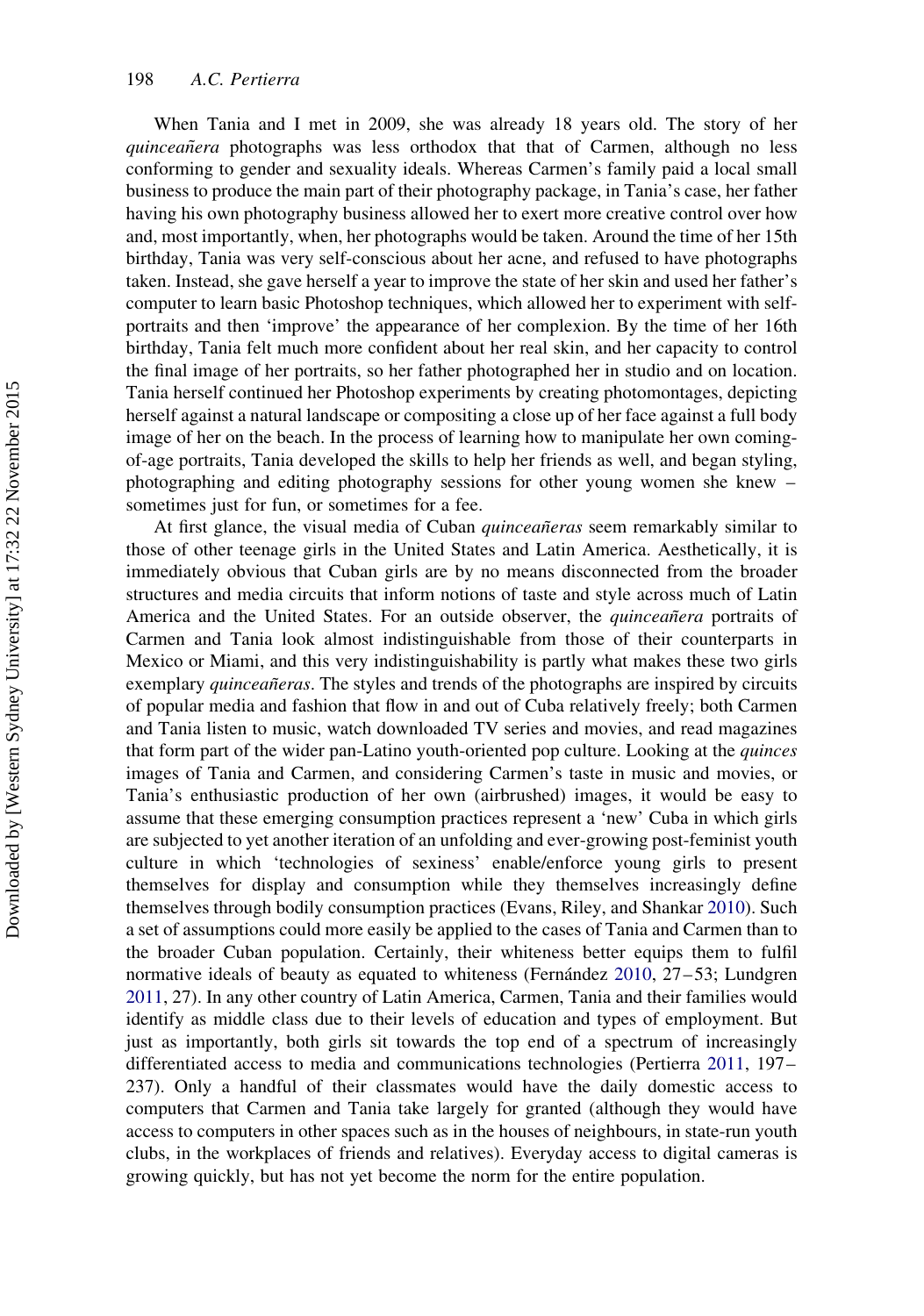When Tania and I met in 2009, she was already 18 years old. The story of her *quinceañera* photographs was less orthodox that that of Carmen, although no less conforming to gender and sexuality ideals. Whereas Carmen's family paid a local small business to produce the main part of their photography package, in Tania's case, her father having his own photography business allowed her to exert more creative control over how and, most importantly, when, her photographs would be taken. Around the time of her 15th birthday, Tania was very self-conscious about her acne, and refused to have photographs taken. Instead, she gave herself a year to improve the state of her skin and used her father's computer to learn basic Photoshop techniques, which allowed her to experiment with self-portraits and then 'improve' the appearance of her complexion. By the time of her 16th birthday, Tania felt much more confident about her real skin, and her capacity to control the final image of her portraits, so her father photographed her in studio and on location. Tania herself continued her Photoshop experiments by creating photomontages, depicting herself against a natural landscape or compositing a close up of her face against a full body image of her on the beach. In the process of learning how to manipulate her own coming-of-age portraits, Tania developed the skills to help her friends as well, and began styling, photographing and editing photography sessions for other young women she knew – sometimes just for fun, or sometimes for a fee.

At first glance, the visual media of Cuban *quinceañeras* seem remarkably similar to those of other teenage girls in the United States and Latin America. Aesthetically, it is immediately obvious that Cuban girls are by no means disconnected from the broader structures and media circuits that inform notions of taste and style across much of Latin America and the United States. For an outside observer, the *quinceañera* portraits of Carmen and Tania look almost indistinguishable from those of their counterparts in Mexico or Miami, and this very indistinguishability is partly what makes these two girls exemplary *quinceañeras*. The styles and trends of the photographs are inspired by circuits of popular media and fashion that flow in and out of Cuba relatively freely; both Carmen and Tania listen to music, watch downloaded TV series and movies, and read magazines that form part of the wider pan-Latino youth-oriented pop culture. Looking at the *quinces* images of Tania and Carmen, and considering Carmen's taste in music and movies, or Tania's enthusiastic production of her own (airbrushed) images, it would be easy to assume that these emerging consumption practices represent a 'new' Cuba in which girls are subjected to yet another iteration of an unfolding and ever-growing post-feminist youth culture in which 'technologies of sexiness' enable/enforce young girls to present themselves for display and consumption while they themselves increasingly define themselves through bodily consumption practices (Evans, Riley, and Shankar 2010). Such a set of assumptions could more easily be applied to the cases of Tania and Carmen than to the broader Cuban population. Certainly, their whiteness better equips them to fulfil normative ideals of beauty as equated to whiteness (Fernández 2010, 27–53; Lundgren 2011, 27). In any other country of Latin America, Carmen, Tania and their families would identify as middle class due to their levels of education and types of employment. But just as importantly, both girls sit towards the top end of a spectrum of increasingly differentiated access to media and communications technologies (Pertierra 2011, 197–237). Only a handful of their classmates would have the daily domestic access to computers that Carmen and Tania take largely for granted (although they would have access to computers in other spaces such as in the houses of neighbours, in state-run youth clubs, in the workplaces of friends and relatives). Everyday access to digital cameras is growing quickly, but has not yet become the norm for the entire population.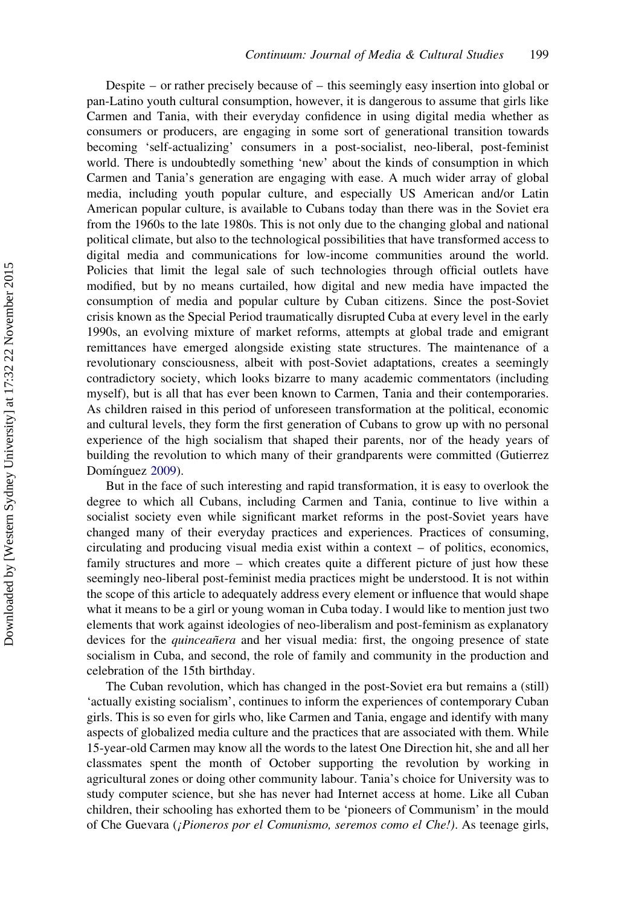Despite – or rather precisely because of – this seemingly easy insertion into global or pan-Latino youth cultural consumption, however, it is dangerous to assume that girls like Carmen and Tania, with their everyday confidence in using digital media whether as consumers or producers, are engaging in some sort of generational transition towards becoming 'self-actualizing' consumers in a post-socialist, neo-liberal, post-feminist world. There is undoubtedly something 'new' about the kinds of consumption in which Carmen and Tania's generation are engaging with ease. A much wider array of global media, including youth popular culture, and especially US American and/or Latin American popular culture, is available to Cubans today than there was in the Soviet era from the 1960s to the late 1980s. This is not only due to the changing global and national political climate, but also to the technological possibilities that have transformed access to digital media and communications for low-income communities around the world. Policies that limit the legal sale of such technologies through official outlets have modified, but by no means curtailed, how digital and new media have impacted the consumption of media and popular culture by Cuban citizens. Since the post-Soviet crisis known as the Special Period traumatically disrupted Cuba at every level in the early 1990s, an evolving mixture of market reforms, attempts at global trade and emigrant remittances have emerged alongside existing state structures. The maintenance of a revolutionary consciousness, albeit with post-Soviet adaptations, creates a seemingly contradictory society, which looks bizarre to many academic commentators (including myself), but is all that has ever been known to Carmen, Tania and their contemporaries. As children raised in this period of unforeseen transformation at the political, economic and cultural levels, they form the first generation of Cubans to grow up with no personal experience of the high socialism that shaped their parents, nor of the heady years of building the revolution to which many of their grandparents were committed (Gutierrez Domínguez 2009).

But in the face of such interesting and rapid transformation, it is easy to overlook the degree to which all Cubans, including Carmen and Tania, continue to live within a socialist society even while significant market reforms in the post-Soviet years have changed many of their everyday practices and experiences. Practices of consuming, circulating and producing visual media exist within a context – of politics, economics, family structures and more – which creates quite a different picture of just how these seemingly neo-liberal post-feminist media practices might be understood. It is not within the scope of this article to adequately address every element or influence that would shape what it means to be a girl or young woman in Cuba today. I would like to mention just two elements that work against ideologies of neo-liberalism and post-feminism as explanatory devices for the *quinceañera* and her visual media: first, the ongoing presence of state socialism in Cuba, and second, the role of family and community in the production and celebration of the 15th birthday.

The Cuban revolution, which has changed in the post-Soviet era but remains a (still) 'actually existing socialism', continues to inform the experiences of contemporary Cuban girls. This is so even for girls who, like Carmen and Tania, engage and identify with many aspects of globalized media culture and the practices that are associated with them. While 15-year-old Carmen may know all the words to the latest One Direction hit, she and all her classmates spent the month of October supporting the revolution by working in agricultural zones or doing other community labour. Tania's choice for University was to study computer science, but she has never had Internet access at home. Like all Cuban children, their schooling has exhorted them to be 'pioneers of Communism' in the mould of Che Guevara (*¡Pioneros por el Comunismo, seremos como el Che!)*. As teenage girls,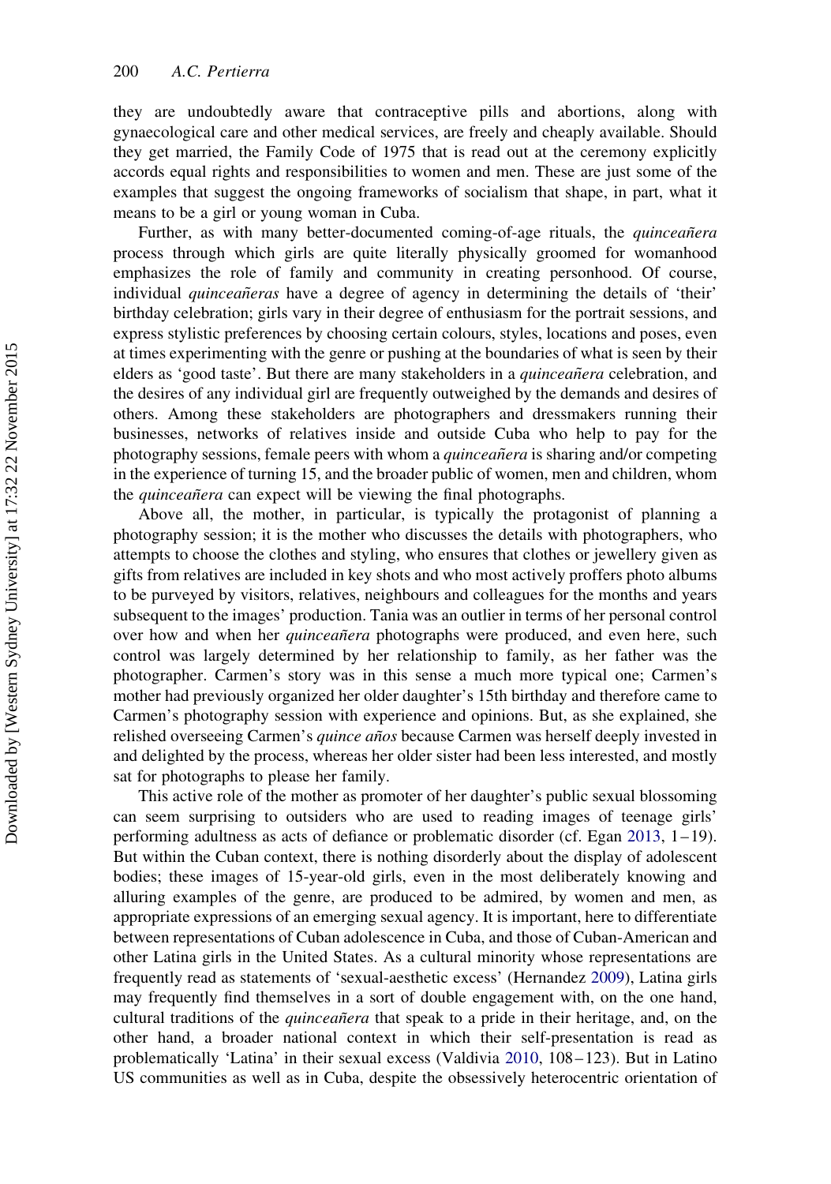they are undoubtedly aware that contraceptive pills and abortions, along with gynaecological care and other medical services, are freely and cheaply available. Should they get married, the Family Code of 1975 that is read out at the ceremony explicitly accords equal rights and responsibilities to women and men. These are just some of the examples that suggest the ongoing frameworks of socialism that shape, in part, what it means to be a girl or young woman in Cuba.

Further, as with many better-documented coming-of-age rituals, the *quinceañera* process through which girls are quite literally physically groomed for womanhood emphasizes the role of family and community in creating personhood. Of course, individual *quinceañeras* have a degree of agency in determining the details of 'their' birthday celebration; girls vary in their degree of enthusiasm for the portrait sessions, and express stylistic preferences by choosing certain colours, styles, locations and poses, even at times experimenting with the genre or pushing at the boundaries of what is seen by their elders as 'good taste'. But there are many stakeholders in a *quinceañera* celebration, and the desires of any individual girl are frequently outweighed by the demands and desires of others. Among these stakeholders are photographers and dressmakers running their businesses, networks of relatives inside and outside Cuba who help to pay for the photography sessions, female peers with whom a *quinceañera* is sharing and/or competing in the experience of turning 15, and the broader public of women, men and children, whom the *quinceañera* can expect will be viewing the final photographs.

Above all, the mother, in particular, is typically the protagonist of planning a photography session; it is the mother who discusses the details with photographers, who attempts to choose the clothes and styling, who ensures that clothes or jewellery given as gifts from relatives are included in key shots and who most actively proffers photo albums to be purveyed by visitors, relatives, neighbours and colleagues for the months and years subsequent to the images' production. Tania was an outlier in terms of her personal control over how and when her *quinceañera* photographs were produced, and even here, such control was largely determined by her relationship to family, as her father was the photographer. Carmen's story was in this sense a much more typical one; Carmen's mother had previously organized her older daughter's 15th birthday and therefore came to Carmen's photography session with experience and opinions. But, as she explained, she relished overseeing Carmen's *quince años* because Carmen was herself deeply invested in and delighted by the process, whereas her older sister had been less interested, and mostly sat for photographs to please her family.

This active role of the mother as promoter of her daughter's public sexual blossoming can seem surprising to outsiders who are used to reading images of teenage girls' performing adultness as acts of defiance or problematic disorder (cf. Egan 2013, 1–19). But within the Cuban context, there is nothing disorderly about the display of adolescent bodies; these images of 15-year-old girls, even in the most deliberately knowing and alluring examples of the genre, are produced to be admired, by women and men, as appropriate expressions of an emerging sexual agency. It is important, here to differentiate between representations of Cuban adolescence in Cuba, and those of Cuban-American and other Latina girls in the United States. As a cultural minority whose representations are frequently read as statements of 'sexual-aesthetic excess' (Hernandez 2009), Latina girls may frequently find themselves in a sort of double engagement with, on the one hand, cultural traditions of the *quinceañera* that speak to a pride in their heritage, and, on the other hand, a broader national context in which their self-presentation is read as problematically 'Latina' in their sexual excess (Valdivia 2010, 108–123). But in Latino US communities as well as in Cuba, despite the obsessively heterocentric orientation of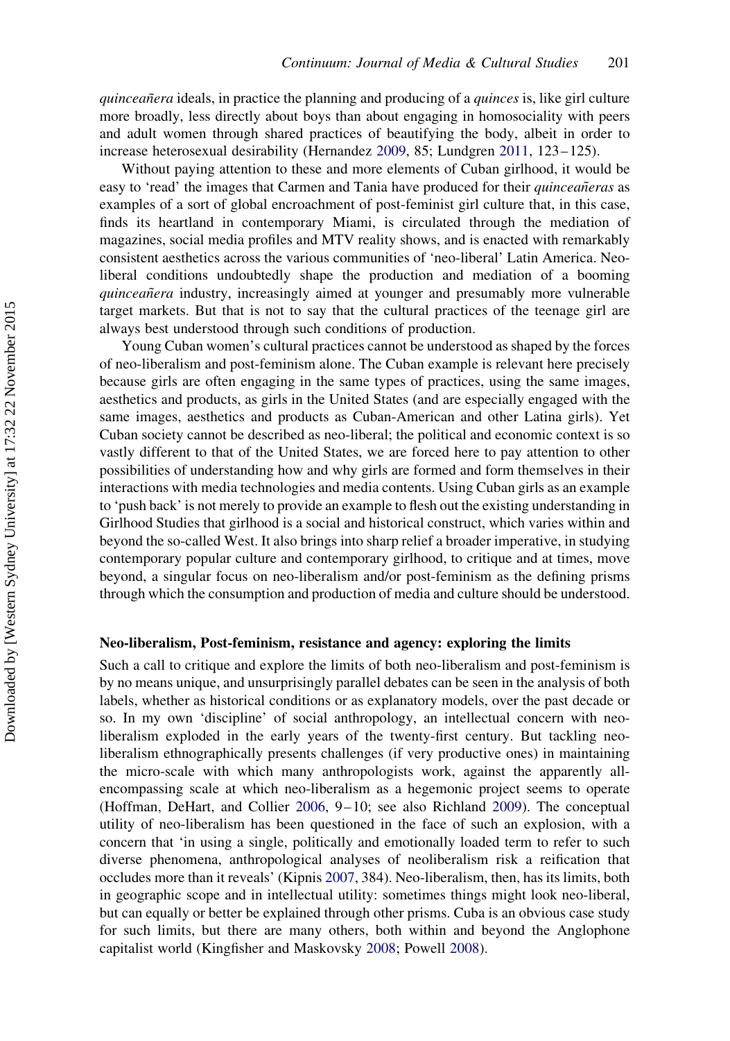*quinceañera* ideals, in practice the planning and producing of a *quinces* is, like girl culture more broadly, less directly about boys than about engaging in homosociality with peers and adult women through shared practices of beautifying the body, albeit in order to increase heterosexual desirability (Hernandez 2009, 85; Lundgren 2011, 123–125).

Without paying attention to these and more elements of Cuban girlhood, it would be easy to 'read' the images that Carmen and Tania have produced for their *quinceañeras* as examples of a sort of global encroachment of post-feminist girl culture that, in this case, finds its heartland in contemporary Miami, is circulated through the mediation of magazines, social media profiles and MTV reality shows, and is enacted with remarkably consistent aesthetics across the various communities of 'neo-liberal' Latin America. Neo-liberal conditions undoubtedly shape the production and mediation of a booming *quinceañera* industry, increasingly aimed at younger and presumably more vulnerable target markets. But that is not to say that the cultural practices of the teenage girl are always best understood through such conditions of production.

Young Cuban women's cultural practices cannot be understood as shaped by the forces of neo-liberalism and post-feminism alone. The Cuban example is relevant here precisely because girls are often engaging in the same types of practices, using the same images, aesthetics and products, as girls in the United States (and are especially engaged with the same images, aesthetics and products as Cuban-American and other Latina girls). Yet Cuban society cannot be described as neo-liberal; the political and economic context is so vastly different to that of the United States, we are forced here to pay attention to other possibilities of understanding how and why girls are formed and form themselves in their interactions with media technologies and media contents. Using Cuban girls as an example to 'push back' is not merely to provide an example to flesh out the existing understanding in Girlhood Studies that girlhood is a social and historical construct, which varies within and beyond the so-called West. It also brings into sharp relief a broader imperative, in studying contemporary popular culture and contemporary girlhood, to critique and at times, move beyond, a singular focus on neo-liberalism and/or post-feminism as the defining prisms through which the consumption and production of media and culture should be understood.

## Neo-liberalism, Post-feminism, resistance and agency: exploring the limits

Such a call to critique and explore the limits of both neo-liberalism and post-feminism is by no means unique, and unsurprisingly parallel debates can be seen in the analysis of both labels, whether as historical conditions or as explanatory models, over the past decade or so. In my own 'discipline' of social anthropology, an intellectual concern with neo-liberalism exploded in the early years of the twenty-first century. But tackling neo-liberalism ethnographically presents challenges (if very productive ones) in maintaining the micro-scale with which many anthropologists work, against the apparently all-encompassing scale at which neo-liberalism as a hegemonic project seems to operate (Hoffman, DeHart, and Collier 2006, 9–10; see also Richland 2009). The conceptual utility of neo-liberalism has been questioned in the face of such an explosion, with a concern that 'in using a single, politically and emotionally loaded term to refer to such diverse phenomena, anthropological analyses of neoliberalism risk a reification that occludes more than it reveals' (Kipnis 2007, 384). Neo-liberalism, then, has its limits, both in geographic scope and in intellectual utility: sometimes things might look neo-liberal, but can equally or better be explained through other prisms. Cuba is an obvious case study for such limits, but there are many others, both within and beyond the Anglophone capitalist world (Kingfisher and Maskovsky 2008; Powell 2008).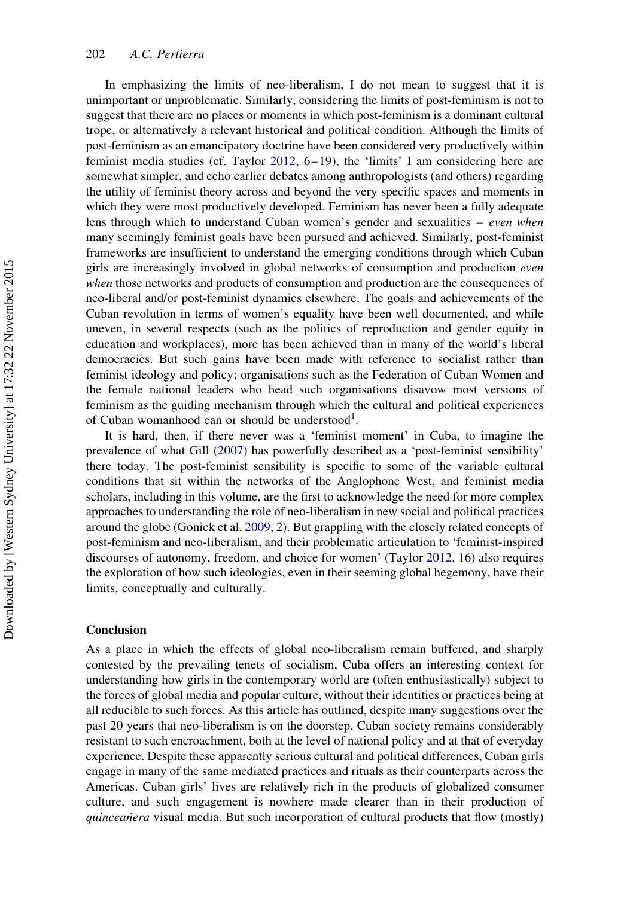In emphasizing the limits of neo-liberalism, I do not mean to suggest that it is unimportant or unproblematic. Similarly, considering the limits of post-feminism is not to suggest that there are no places or moments in which post-feminism is a dominant cultural trope, or alternatively a relevant historical and political condition. Although the limits of post-feminism as an emancipatory doctrine have been considered very productively within feminist media studies (cf. Taylor 2012, 6–19), the 'limits' I am considering here are somewhat simpler, and echo earlier debates among anthropologists (and others) regarding the utility of feminist theory across and beyond the very specific spaces and moments in which they were most productively developed. Feminism has never been a fully adequate lens through which to understand Cuban women's gender and sexualities – *even when* many seemingly feminist goals have been pursued and achieved. Similarly, post-feminist frameworks are insufficient to understand the emerging conditions through which Cuban girls are increasingly involved in global networks of consumption and production *even when* those networks and products of consumption and production are the consequences of neo-liberal and/or post-feminist dynamics elsewhere. The goals and achievements of the Cuban revolution in terms of women's equality have been well documented, and while uneven, in several respects (such as the politics of reproduction and gender equity in education and workplaces), more has been achieved than in many of the world's liberal democracies. But such gains have been made with reference to socialist rather than feminist ideology and policy; organisations such as the Federation of Cuban Women and the female national leaders who head such organisations disavow most versions of feminism as the guiding mechanism through which the cultural and political experiences of Cuban womanhood can or should be understood[1].

It is hard, then, if there never was a 'feminist moment' in Cuba, to imagine the prevalence of what Gill (2007) has powerfully described as a 'post-feminist sensibility' there today. The post-feminist sensibility is specific to some of the variable cultural conditions that sit within the networks of the Anglophone West, and feminist media scholars, including in this volume, are the first to acknowledge the need for more complex approaches to understanding the role of neo-liberalism in new social and political practices around the globe (Gonick et al. 2009, 2). But grappling with the closely related concepts of post-feminism and neo-liberalism, and their problematic articulation to 'feminist-inspired discourses of autonomy, freedom, and choice for women' (Taylor 2012, 16) also requires the exploration of how such ideologies, even in their seeming global hegemony, have their limits, conceptually and culturally.

## Conclusion

As a place in which the effects of global neo-liberalism remain buffered, and sharply contested by the prevailing tenets of socialism, Cuba offers an interesting context for understanding how girls in the contemporary world are (often enthusiastically) subject to the forces of global media and popular culture, without their identities or practices being at all reducible to such forces. As this article has outlined, despite many suggestions over the past 20 years that neo-liberalism is on the doorstep, Cuban society remains considerably resistant to such encroachment, both at the level of national policy and at that of everyday experience. Despite these apparently serious cultural and political differences, Cuban girls engage in many of the same mediated practices and rituals as their counterparts across the Americas. Cuban girls' lives are relatively rich in the products of globalized consumer culture, and such engagement is nowhere made clearer than in their production of *quinceañera* visual media. But such incorporation of cultural products that flow (mostly)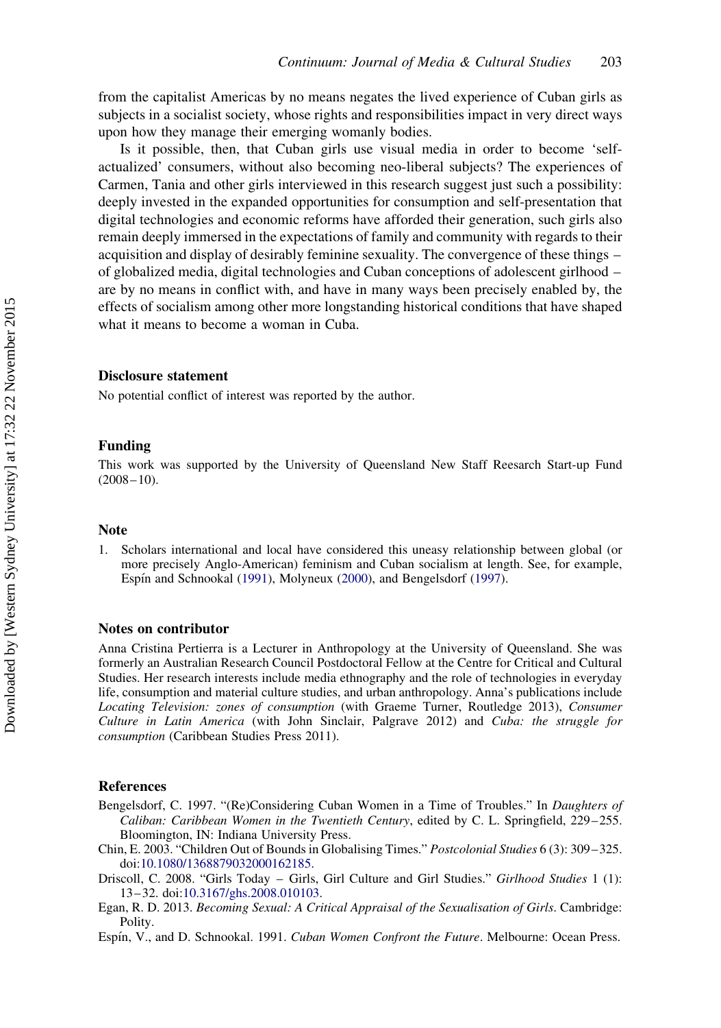from the capitalist Americas by no means negates the lived experience of Cuban girls as subjects in a socialist society, whose rights and responsibilities impact in very direct ways upon how they manage their emerging womanly bodies.

Is it possible, then, that Cuban girls use visual media in order to become 'self-actualized' consumers, without also becoming neo-liberal subjects? The experiences of Carmen, Tania and other girls interviewed in this research suggest just such a possibility: deeply invested in the expanded opportunities for consumption and self-presentation that digital technologies and economic reforms have afforded their generation, such girls also remain deeply immersed in the expectations of family and community with regards to their acquisition and display of desirably feminine sexuality. The convergence of these things – of globalized media, digital technologies and Cuban conceptions of adolescent girlhood – are by no means in conflict with, and have in many ways been precisely enabled by, the effects of socialism among other more longstanding historical conditions that have shaped what it means to become a woman in Cuba.

### Disclosure statement

No potential conflict of interest was reported by the author.

### Funding

This work was supported by the University of Queensland New Staff Reesarch Start-up Fund (2008–10).

### Note

1. Scholars international and local have considered this uneasy relationship between global (or more precisely Anglo-American) feminism and Cuban socialism at length. See, for example, Espín and Schnookal (1991), Molyneux (2000), and Bengelsdorf (1997).

### Notes on contributor

Anna Cristina Pertierra is a Lecturer in Anthropology at the University of Queensland. She was formerly an Australian Research Council Postdoctoral Fellow at the Centre for Critical and Cultural Studies. Her research interests include media ethnography and the role of technologies in everyday life, consumption and material culture studies, and urban anthropology. Anna's publications include *Locating Television: zones of consumption* (with Graeme Turner, Routledge 2013), *Consumer Culture in Latin America* (with John Sinclair, Palgrave 2012) and *Cuba: the struggle for consumption* (Caribbean Studies Press 2011).

### References

Bengelsdorf, C. 1997. "(Re)Considering Cuban Women in a Time of Troubles." In *Daughters of Caliban: Caribbean Women in the Twentieth Century*, edited by C. L. Springfield, 229–255. Bloomington, IN: Indiana University Press.

Chin, E. 2003. "Children Out of Bounds in Globalising Times." *Postcolonial Studies* 6 (3): 309–325. doi:10.1080/1368879032000162185.

Driscoll, C. 2008. "Girls Today – Girls, Girl Culture and Girl Studies." *Girlhood Studies* 1 (1): 13–32. doi:10.3167/ghs.2008.010103.

Egan, R. D. 2013. *Becoming Sexual: A Critical Appraisal of the Sexualisation of Girls*. Cambridge: Polity.

Espín, V., and D. Schnookal. 1991. *Cuban Women Confront the Future*. Melbourne: Ocean Press.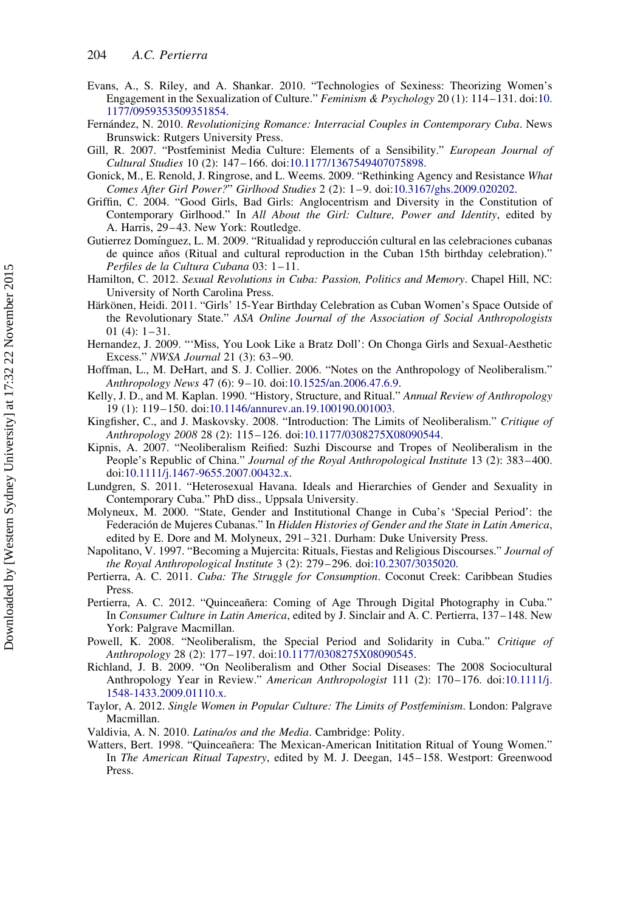Evans, A., S. Riley, and A. Shankar. 2010. "Technologies of Sexiness: Theorizing Women's Engagement in the Sexualization of Culture." *Feminism & Psychology* 20 (1): 114–131. doi:10.1177/0959353509351854.

Fernández, N. 2010. *Revolutionizing Romance: Interracial Couples in Contemporary Cuba*. News Brunswick: Rutgers University Press.

Gill, R. 2007. "Postfeminist Media Culture: Elements of a Sensibility." *European Journal of Cultural Studies* 10 (2): 147–166. doi:10.1177/1367549407075898.

Gonick, M., E. Renold, J. Ringrose, and L. Weems. 2009. "Rethinking Agency and Resistance *What Comes After Girl Power?*" *Girlhood Studies* 2 (2): 1–9. doi:10.3167/ghs.2009.020202.

Griffin, C. 2004. "Good Girls, Bad Girls: Anglocentrism and Diversity in the Constitution of Contemporary Girlhood." In *All About the Girl: Culture, Power and Identity*, edited by A. Harris, 29–43. New York: Routledge.

Gutierrez Domínguez, L. M. 2009. "Ritualidad y reproducción cultural en las celebraciones cubanas de quince años (Ritual and cultural reproduction in the Cuban 15th birthday celebration)." *Perfiles de la Cultura Cubana* 03: 1–11.

Hamilton, C. 2012. *Sexual Revolutions in Cuba: Passion, Politics and Memory*. Chapel Hill, NC: University of North Carolina Press.

Härkönen, Heidi. 2011. "Girls' 15-Year Birthday Celebration as Cuban Women's Space Outside of the Revolutionary State." *ASA Online Journal of the Association of Social Anthropologists* 01 (4): 1–31.

Hernandez, J. 2009. "'Miss, You Look Like a Bratz Doll': On Chonga Girls and Sexual-Aesthetic Excess." *NWSA Journal* 21 (3): 63–90.

Hoffman, L., M. DeHart, and S. J. Collier. 2006. "Notes on the Anthropology of Neoliberalism." *Anthropology News* 47 (6): 9–10. doi:10.1525/an.2006.47.6.9.

Kelly, J. D., and M. Kaplan. 1990. "History, Structure, and Ritual." *Annual Review of Anthropology* 19 (1): 119–150. doi:10.1146/annurev.an.19.100190.001003.

Kingfisher, C., and J. Maskovsky. 2008. "Introduction: The Limits of Neoliberalism." *Critique of Anthropology 2008* 28 (2): 115–126. doi:10.1177/0308275X08090544.

Kipnis, A. 2007. "Neoliberalism Reified: Suzhi Discourse and Tropes of Neoliberalism in the People's Republic of China." *Journal of the Royal Anthropological Institute* 13 (2): 383–400. doi:10.1111/j.1467-9655.2007.00432.x.

Lundgren, S. 2011. "Heterosexual Havana. Ideals and Hierarchies of Gender and Sexuality in Contemporary Cuba." PhD diss., Uppsala University.

Molyneux, M. 2000. "State, Gender and Institutional Change in Cuba's 'Special Period': the Federación de Mujeres Cubanas." In *Hidden Histories of Gender and the State in Latin America*, edited by E. Dore and M. Molyneux, 291–321. Durham: Duke University Press.

Napolitano, V. 1997. "Becoming a Mujercita: Rituals, Fiestas and Religious Discourses." *Journal of the Royal Anthropological Institute* 3 (2): 279–296. doi:10.2307/3035020.

Pertierra, A. C. 2011. *Cuba: The Struggle for Consumption*. Coconut Creek: Caribbean Studies Press.

Pertierra, A. C. 2012. "Quinceañera: Coming of Age Through Digital Photography in Cuba." In *Consumer Culture in Latin America*, edited by J. Sinclair and A. C. Pertierra, 137–148. New York: Palgrave Macmillan.

Powell, K. 2008. "Neoliberalism, the Special Period and Solidarity in Cuba." *Critique of Anthropology* 28 (2): 177–197. doi:10.1177/0308275X08090545.

Richland, J. B. 2009. "On Neoliberalism and Other Social Diseases: The 2008 Sociocultural Anthropology Year in Review." *American Anthropologist* 111 (2): 170–176. doi:10.1111/j.1548-1433.2009.01110.x.

Taylor, A. 2012. *Single Women in Popular Culture: The Limits of Postfeminism*. London: Palgrave Macmillan.

Valdivia, A. N. 2010. *Latina/os and the Media*. Cambridge: Polity.

Watters, Bert. 1998. "Quinceañera: The Mexican-American Inititation Ritual of Young Women." In *The American Ritual Tapestry*, edited by M. J. Deegan, 145–158. Westport: Greenwood Press.